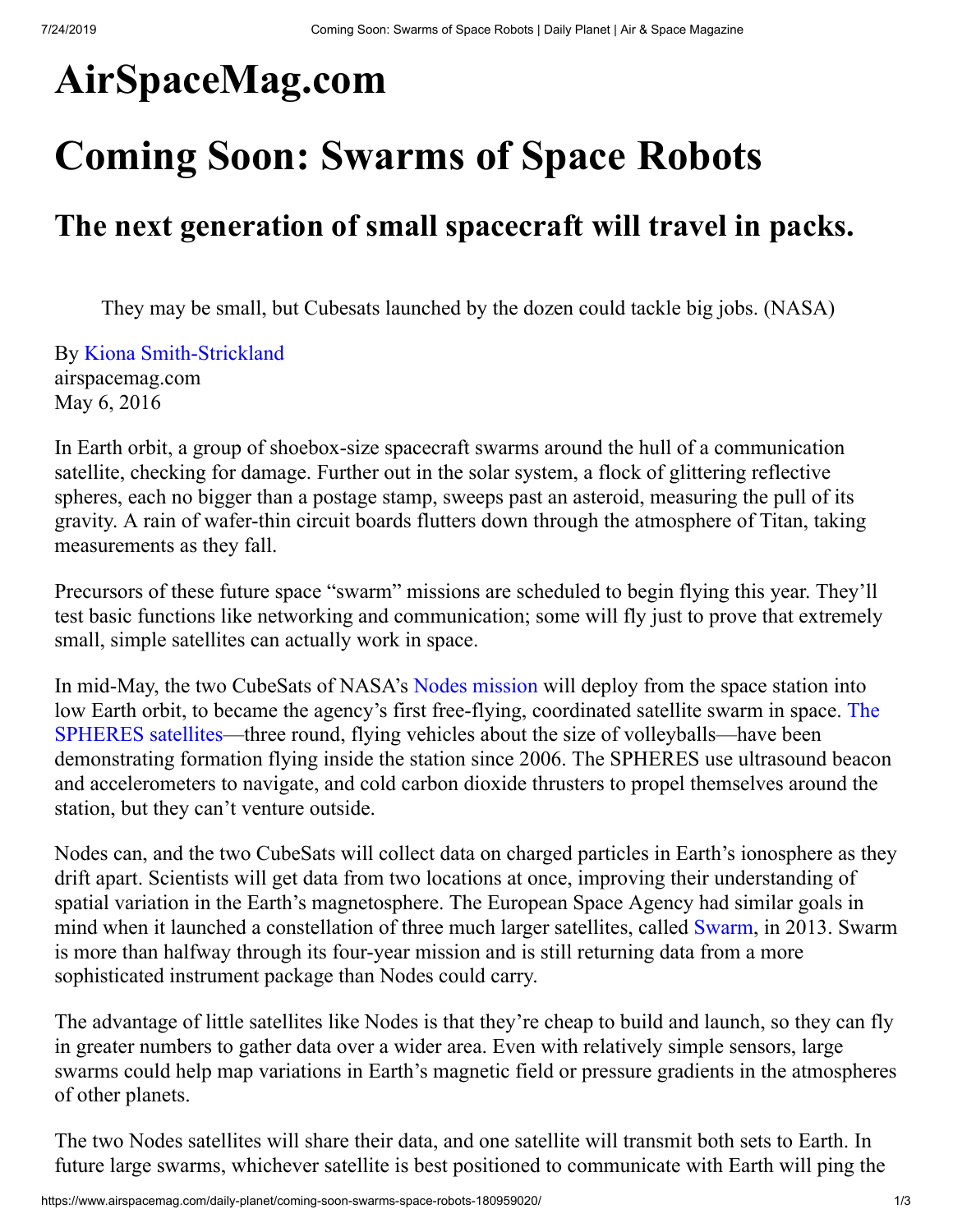# AirSpaceMag.com

# Coming Soon: Swarms of Space Robots

## The next generation of small spacecraft will travel in packs.

They may be small, but Cubesats launched by the dozen could tackle big jobs. (NASA)

By Kiona Smith-Strickland
airspacemag.com
May 6, 2016

In Earth orbit, a group of shoebox-size spacecraft swarms around the hull of a communication satellite, checking for damage. Further out in the solar system, a flock of glittering reflective spheres, each no bigger than a postage stamp, sweeps past an asteroid, measuring the pull of its gravity. A rain of wafer-thin circuit boards flutters down through the atmosphere of Titan, taking measurements as they fall.

Precursors of these future space "swarm" missions are scheduled to begin flying this year. They'll test basic functions like networking and communication; some will fly just to prove that extremely small, simple satellites can actually work in space.

In mid-May, the two CubeSats of NASA's Nodes mission will deploy from the space station into low Earth orbit, to became the agency's first free-flying, coordinated satellite swarm in space. The SPHERES satellites—three round, flying vehicles about the size of volleyballs—have been demonstrating formation flying inside the station since 2006. The SPHERES use ultrasound beacon and accelerometers to navigate, and cold carbon dioxide thrusters to propel themselves around the station, but they can't venture outside.

Nodes can, and the two CubeSats will collect data on charged particles in Earth's ionosphere as they drift apart. Scientists will get data from two locations at once, improving their understanding of spatial variation in the Earth's magnetosphere. The European Space Agency had similar goals in mind when it launched a constellation of three much larger satellites, called Swarm, in 2013. Swarm is more than halfway through its four-year mission and is still returning data from a more sophisticated instrument package than Nodes could carry.

The advantage of little satellites like Nodes is that they're cheap to build and launch, so they can fly in greater numbers to gather data over a wider area. Even with relatively simple sensors, large swarms could help map variations in Earth's magnetic field or pressure gradients in the atmospheres of other planets.

The two Nodes satellites will share their data, and one satellite will transmit both sets to Earth. In future large swarms, whichever satellite is best positioned to communicate with Earth will ping the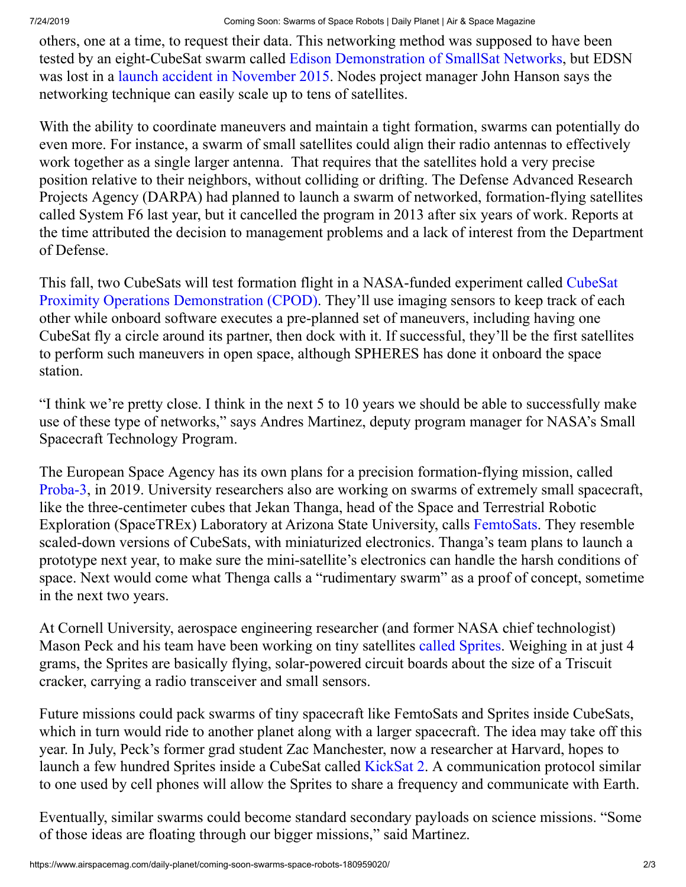others, one at a time, to request their data. This networking method was supposed to have been tested by an eight-CubeSat swarm called Edison Demonstration of SmallSat Networks, but EDSN was lost in a launch accident in November 2015. Nodes project manager John Hanson says the networking technique can easily scale up to tens of satellites.

With the ability to coordinate maneuvers and maintain a tight formation, swarms can potentially do even more. For instance, a swarm of small satellites could align their radio antennas to effectively work together as a single larger antenna. That requires that the satellites hold a very precise position relative to their neighbors, without colliding or drifting. The Defense Advanced Research Projects Agency (DARPA) had planned to launch a swarm of networked, formation-flying satellites called System F6 last year, but it cancelled the program in 2013 after six years of work. Reports at the time attributed the decision to management problems and a lack of interest from the Department of Defense.

This fall, two CubeSats will test formation flight in a NASA-funded experiment called CubeSat Proximity Operations Demonstration (CPOD). They'll use imaging sensors to keep track of each other while onboard software executes a pre-planned set of maneuvers, including having one CubeSat fly a circle around its partner, then dock with it. If successful, they'll be the first satellites to perform such maneuvers in open space, although SPHERES has done it onboard the space station.

"I think we're pretty close. I think in the next 5 to 10 years we should be able to successfully make use of these type of networks," says Andres Martinez, deputy program manager for NASA's Small Spacecraft Technology Program.

The European Space Agency has its own plans for a precision formation-flying mission, called Proba-3, in 2019. University researchers also are working on swarms of extremely small spacecraft, like the three-centimeter cubes that Jekan Thanga, head of the Space and Terrestrial Robotic Exploration (SpaceTREx) Laboratory at Arizona State University, calls FemtoSats. They resemble scaled-down versions of CubeSats, with miniaturized electronics. Thanga's team plans to launch a prototype next year, to make sure the mini-satellite's electronics can handle the harsh conditions of space. Next would come what Thenga calls a "rudimentary swarm" as a proof of concept, sometime in the next two years.

At Cornell University, aerospace engineering researcher (and former NASA chief technologist) Mason Peck and his team have been working on tiny satellites called Sprites. Weighing in at just 4 grams, the Sprites are basically flying, solar-powered circuit boards about the size of a Triscuit cracker, carrying a radio transceiver and small sensors.

Future missions could pack swarms of tiny spacecraft like FemtoSats and Sprites inside CubeSats, which in turn would ride to another planet along with a larger spacecraft. The idea may take off this year. In July, Peck's former grad student Zac Manchester, now a researcher at Harvard, hopes to launch a few hundred Sprites inside a CubeSat called KickSat 2. A communication protocol similar to one used by cell phones will allow the Sprites to share a frequency and communicate with Earth.

Eventually, similar swarms could become standard secondary payloads on science missions. "Some of those ideas are floating through our bigger missions," said Martinez.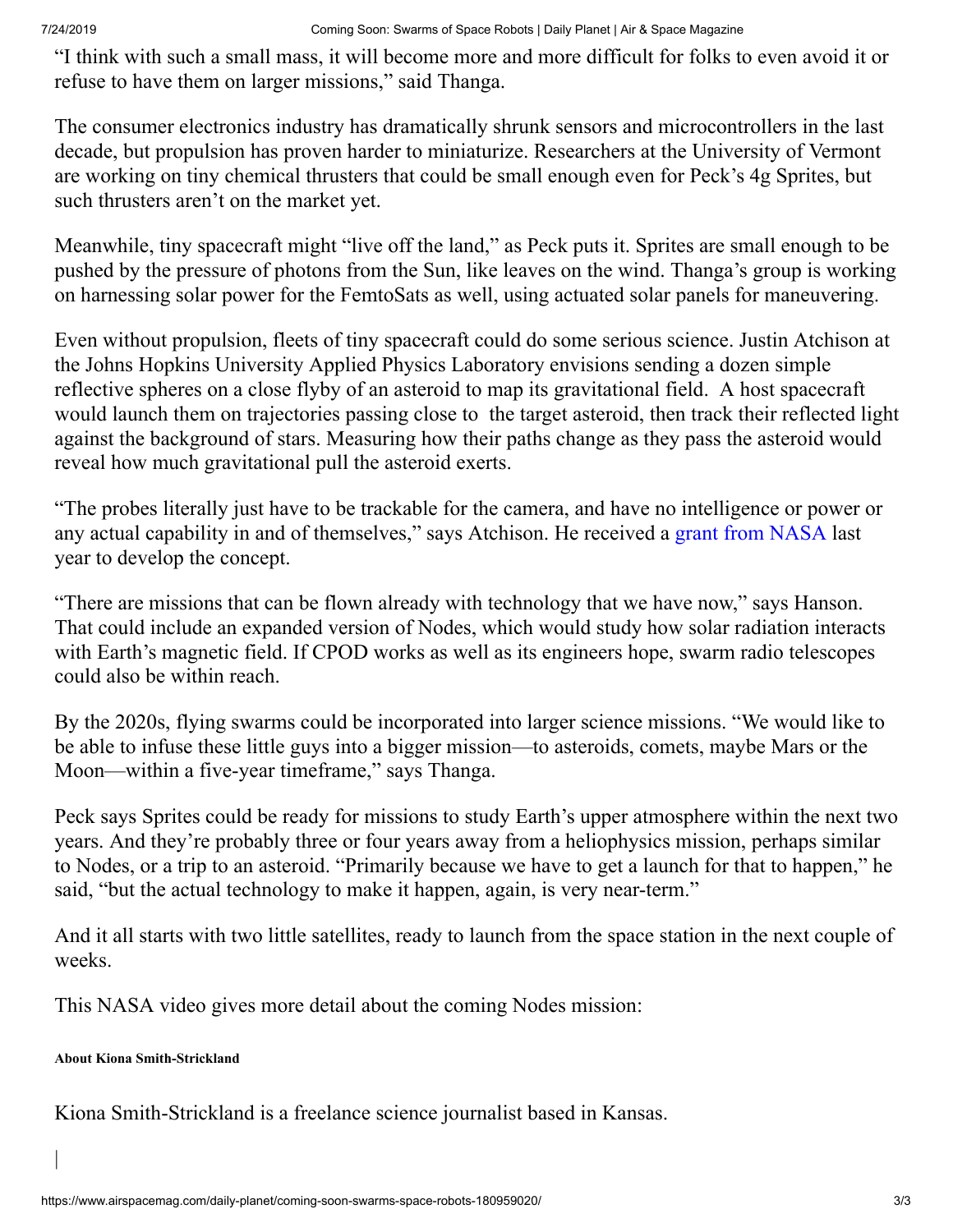"I think with such a small mass, it will become more and more difficult for folks to even avoid it or refuse to have them on larger missions," said Thanga.

The consumer electronics industry has dramatically shrunk sensors and microcontrollers in the last decade, but propulsion has proven harder to miniaturize. Researchers at the University of Vermont are working on tiny chemical thrusters that could be small enough even for Peck's 4g Sprites, but such thrusters aren't on the market yet.

Meanwhile, tiny spacecraft might "live off the land," as Peck puts it. Sprites are small enough to be pushed by the pressure of photons from the Sun, like leaves on the wind. Thanga's group is working on harnessing solar power for the FemtoSats as well, using actuated solar panels for maneuvering.

Even without propulsion, fleets of tiny spacecraft could do some serious science. Justin Atchison at the Johns Hopkins University Applied Physics Laboratory envisions sending a dozen simple reflective spheres on a close flyby of an asteroid to map its gravitational field. A host spacecraft would launch them on trajectories passing close to the target asteroid, then track their reflected light against the background of stars. Measuring how their paths change as they pass the asteroid would reveal how much gravitational pull the asteroid exerts.

"The probes literally just have to be trackable for the camera, and have no intelligence or power or any actual capability in and of themselves," says Atchison. He received a grant from NASA last year to develop the concept.

"There are missions that can be flown already with technology that we have now," says Hanson. That could include an expanded version of Nodes, which would study how solar radiation interacts with Earth's magnetic field. If CPOD works as well as its engineers hope, swarm radio telescopes could also be within reach.

By the 2020s, flying swarms could be incorporated into larger science missions. "We would like to be able to infuse these little guys into a bigger mission—to asteroids, comets, maybe Mars or the Moon—within a five-year timeframe," says Thanga.

Peck says Sprites could be ready for missions to study Earth's upper atmosphere within the next two years. And they're probably three or four years away from a heliophysics mission, perhaps similar to Nodes, or a trip to an asteroid. "Primarily because we have to get a launch for that to happen," he said, "but the actual technology to make it happen, again, is very near-term."

And it all starts with two little satellites, ready to launch from the space station in the next couple of weeks.

This NASA video gives more detail about the coming Nodes mission:

**About Kiona Smith-Strickland**

Kiona Smith-Strickland is a freelance science journalist based in Kansas.